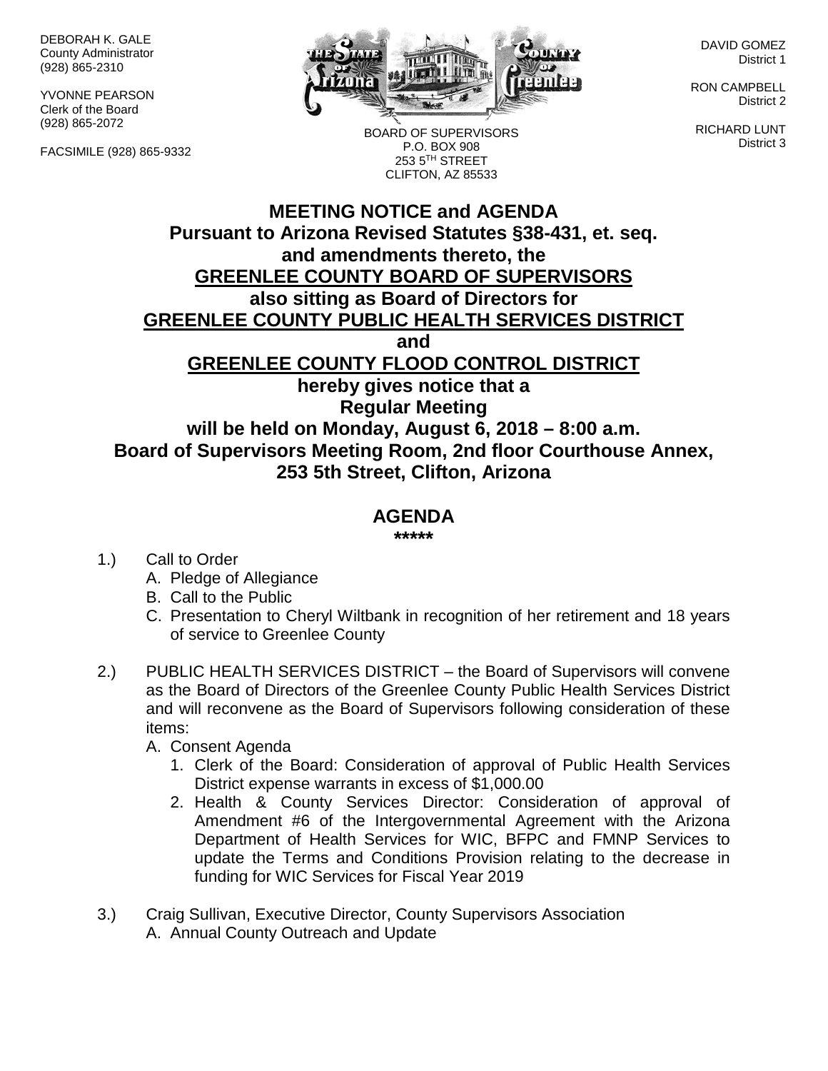DEBORAH K. GALE
County Administrator
(928) 865-2310

YVONNE PEARSON
Clerk of the Board
(928) 865-2072

FACSIMILE (928) 865-9332

BOARD OF SUPERVISORS
P.O. BOX 908
253 5TH STREET
CLIFTON, AZ 85533

DAVID GOMEZ
District 1

RON CAMPBELL
District 2

RICHARD LUNT
District 3

# MEETING NOTICE and AGENDA

**Pursuant to Arizona Revised Statutes §38-431, et. seq. and amendments thereto, the GREENLEE COUNTY BOARD OF SUPERVISORS also sitting as Board of Directors for GREENLEE COUNTY PUBLIC HEALTH SERVICES DISTRICT and GREENLEE COUNTY FLOOD CONTROL DISTRICT hereby gives notice that a Regular Meeting will be held on Monday, August 6, 2018 – 8:00 a.m. Board of Supervisors Meeting Room, 2nd floor Courthouse Annex, 253 5th Street, Clifton, Arizona**

## AGENDA

*****

1.) Call to Order
   A. Pledge of Allegiance
   B. Call to the Public
   C. Presentation to Cheryl Wiltbank in recognition of her retirement and 18 years of service to Greenlee County

2.) PUBLIC HEALTH SERVICES DISTRICT – the Board of Supervisors will convene as the Board of Directors of the Greenlee County Public Health Services District and will reconvene as the Board of Supervisors following consideration of these items:
   A. Consent Agenda
      1. Clerk of the Board: Consideration of approval of Public Health Services District expense warrants in excess of $1,000.00
      2. Health & County Services Director: Consideration of approval of Amendment #6 of the Intergovernmental Agreement with the Arizona Department of Health Services for WIC, BFPC and FMNP Services to update the Terms and Conditions Provision relating to the decrease in funding for WIC Services for Fiscal Year 2019

3.) Craig Sullivan, Executive Director, County Supervisors Association
   A. Annual County Outreach and Update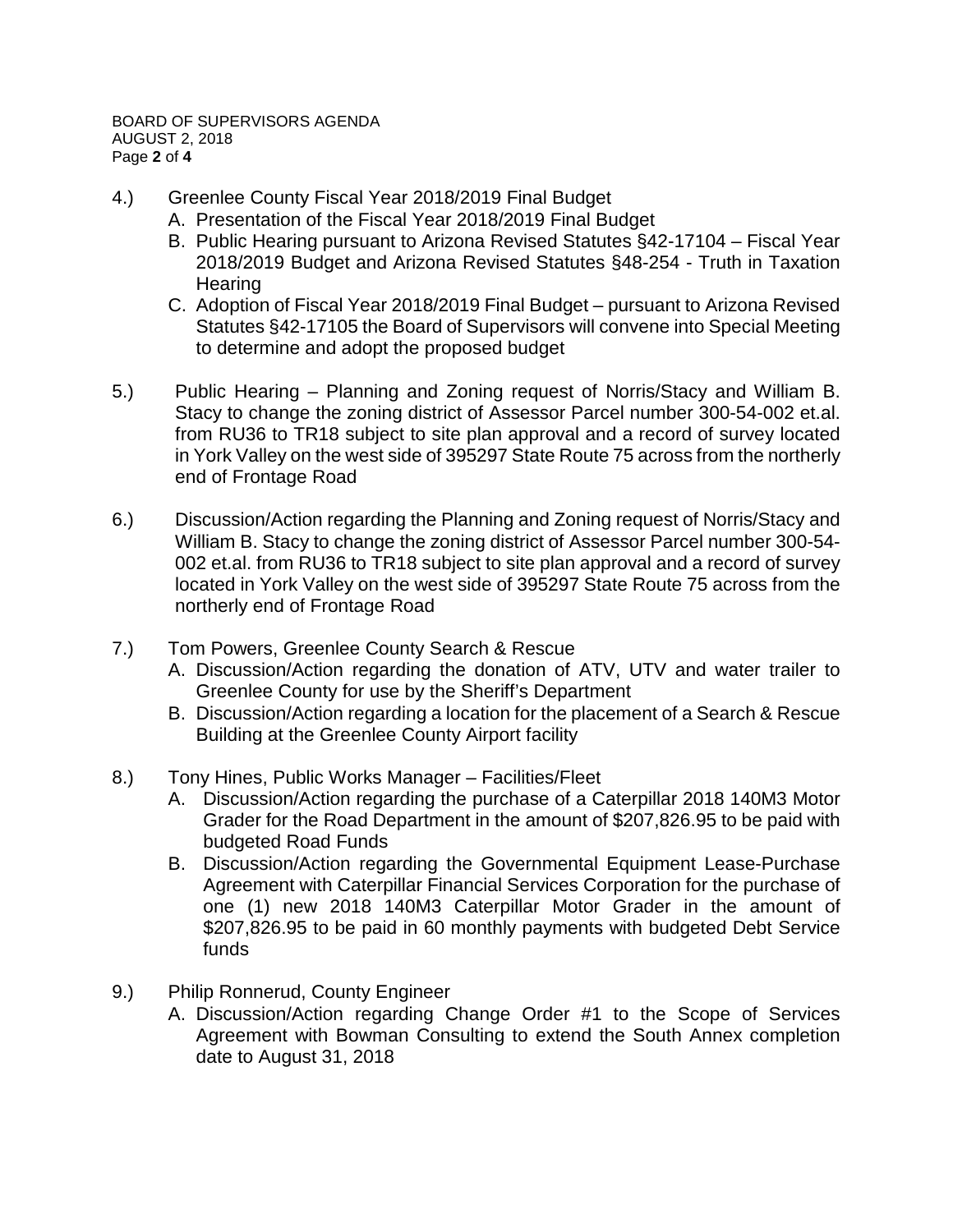4.) Greenlee County Fiscal Year 2018/2019 Final Budget

   A. Presentation of the Fiscal Year 2018/2019 Final Budget
   B. Public Hearing pursuant to Arizona Revised Statutes §42-17104 – Fiscal Year 2018/2019 Budget and Arizona Revised Statutes §48-254 - Truth in Taxation Hearing
   C. Adoption of Fiscal Year 2018/2019 Final Budget – pursuant to Arizona Revised Statutes §42-17105 the Board of Supervisors will convene into Special Meeting to determine and adopt the proposed budget

5.) Public Hearing – Planning and Zoning request of Norris/Stacy and William B. Stacy to change the zoning district of Assessor Parcel number 300-54-002 et.al. from RU36 to TR18 subject to site plan approval and a record of survey located in York Valley on the west side of 395297 State Route 75 across from the northerly end of Frontage Road

6.) Discussion/Action regarding the Planning and Zoning request of Norris/Stacy and William B. Stacy to change the zoning district of Assessor Parcel number 300-54-002 et.al. from RU36 to TR18 subject to site plan approval and a record of survey located in York Valley on the west side of 395297 State Route 75 across from the northerly end of Frontage Road

7.) Tom Powers, Greenlee County Search & Rescue

   A. Discussion/Action regarding the donation of ATV, UTV and water trailer to Greenlee County for use by the Sheriff's Department
   B. Discussion/Action regarding a location for the placement of a Search & Rescue Building at the Greenlee County Airport facility

8.) Tony Hines, Public Works Manager – Facilities/Fleet

   A. Discussion/Action regarding the purchase of a Caterpillar 2018 140M3 Motor Grader for the Road Department in the amount of $207,826.95 to be paid with budgeted Road Funds
   B. Discussion/Action regarding the Governmental Equipment Lease-Purchase Agreement with Caterpillar Financial Services Corporation for the purchase of one (1) new 2018 140M3 Caterpillar Motor Grader in the amount of $207,826.95 to be paid in 60 monthly payments with budgeted Debt Service funds

9.) Philip Ronnerud, County Engineer

   A. Discussion/Action regarding Change Order #1 to the Scope of Services Agreement with Bowman Consulting to extend the South Annex completion date to August 31, 2018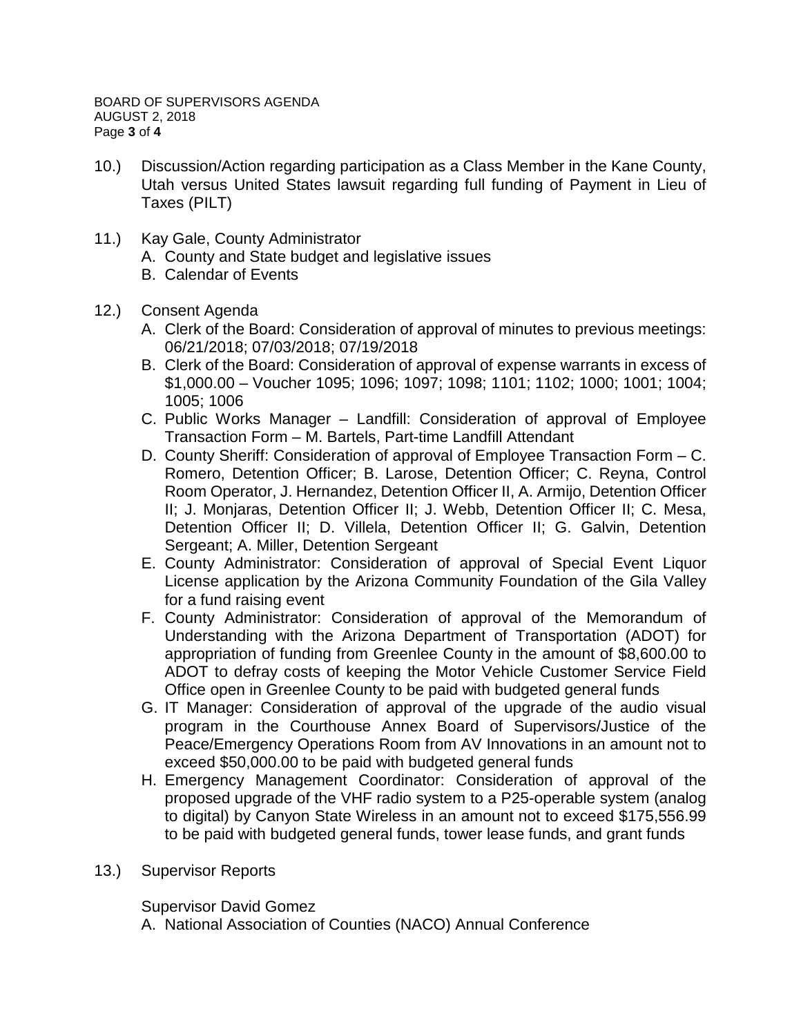10.) Discussion/Action regarding participation as a Class Member in the Kane County, Utah versus United States lawsuit regarding full funding of Payment in Lieu of Taxes (PILT)

11.) Kay Gale, County Administrator
   A. County and State budget and legislative issues
   B. Calendar of Events

12.) Consent Agenda
   A. Clerk of the Board: Consideration of approval of minutes to previous meetings: 06/21/2018; 07/03/2018; 07/19/2018
   B. Clerk of the Board: Consideration of approval of expense warrants in excess of $1,000.00 – Voucher 1095; 1096; 1097; 1098; 1101; 1102; 1000; 1001; 1004; 1005; 1006
   C. Public Works Manager – Landfill: Consideration of approval of Employee Transaction Form – M. Bartels, Part-time Landfill Attendant
   D. County Sheriff: Consideration of approval of Employee Transaction Form – C. Romero, Detention Officer; B. Larose, Detention Officer; C. Reyna, Control Room Operator, J. Hernandez, Detention Officer II, A. Armijo, Detention Officer II; J. Monjaras, Detention Officer II; J. Webb, Detention Officer II; C. Mesa, Detention Officer II; D. Villela, Detention Officer II; G. Galvin, Detention Sergeant; A. Miller, Detention Sergeant
   E. County Administrator: Consideration of approval of Special Event Liquor License application by the Arizona Community Foundation of the Gila Valley for a fund raising event
   F. County Administrator: Consideration of approval of the Memorandum of Understanding with the Arizona Department of Transportation (ADOT) for appropriation of funding from Greenlee County in the amount of $8,600.00 to ADOT to defray costs of keeping the Motor Vehicle Customer Service Field Office open in Greenlee County to be paid with budgeted general funds
   G. IT Manager: Consideration of approval of the upgrade of the audio visual program in the Courthouse Annex Board of Supervisors/Justice of the Peace/Emergency Operations Room from AV Innovations in an amount not to exceed $50,000.00 to be paid with budgeted general funds
   H. Emergency Management Coordinator: Consideration of approval of the proposed upgrade of the VHF radio system to a P25-operable system (analog to digital) by Canyon State Wireless in an amount not to exceed $175,556.99 to be paid with budgeted general funds, tower lease funds, and grant funds

13.) Supervisor Reports

   Supervisor David Gomez
   A. National Association of Counties (NACO) Annual Conference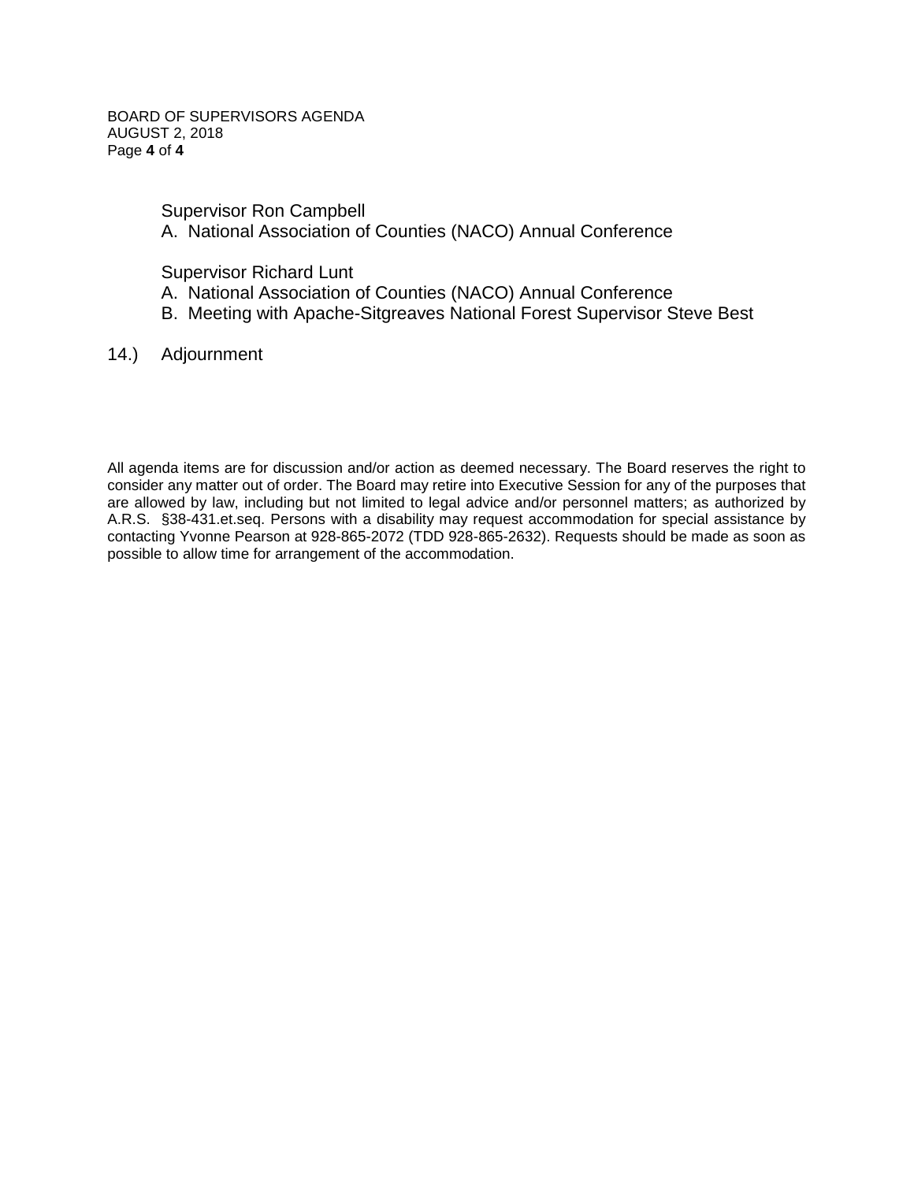Supervisor Ron Campbell

A. National Association of Counties (NACO) Annual Conference

Supervisor Richard Lunt

A. National Association of Counties (NACO) Annual Conference
B. Meeting with Apache-Sitgreaves National Forest Supervisor Steve Best

14.) Adjournment

All agenda items are for discussion and/or action as deemed necessary. The Board reserves the right to consider any matter out of order. The Board may retire into Executive Session for any of the purposes that are allowed by law, including but not limited to legal advice and/or personnel matters; as authorized by A.R.S. §38-431.et.seq. Persons with a disability may request accommodation for special assistance by contacting Yvonne Pearson at 928-865-2072 (TDD 928-865-2632). Requests should be made as soon as possible to allow time for arrangement of the accommodation.